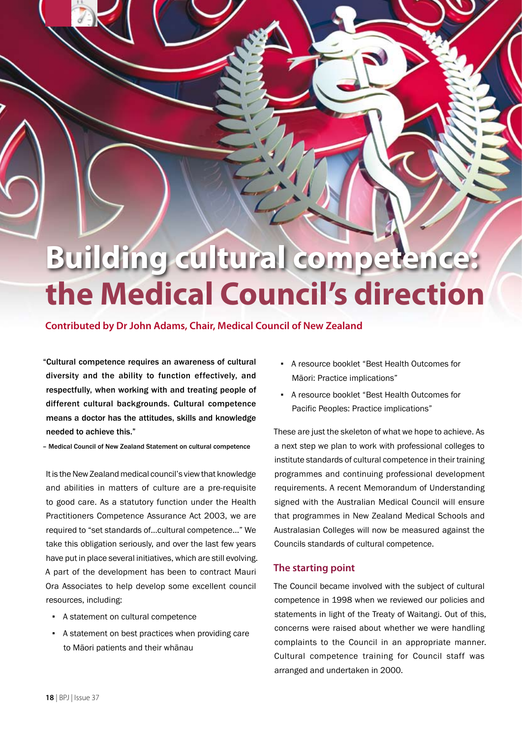# Building cultural competence: the Medical Council's direction

**Contributed by Dr John Adams, Chair, Medical Council of New Zealand**

"**Cultural competence requires an awareness of cultural diversity and the ability to function effectively, and respectfully, when working with and treating people of different cultural backgrounds. Cultural competence means a doctor has the attitudes, skills and knowledge needed to achieve this.**"

– **Medical Council of New Zealand Statement on cultural competence**

It is the New Zealand medical council's view that knowledge and abilities in matters of culture are a pre-requisite to good care. As a statutory function under the Health Practitioners Competence Assurance Act 2003, we are required to "set standards of...cultural competence..." We take this obligation seriously, and over the last few years have put in place several initiatives, which are still evolving. A part of the development has been to contract Mauri Ora Associates to help develop some excellent council resources, including:

- A statement on cultural competence
- A statement on best practices when providing care to Māori patients and their whānau
- A resource booklet "Best Health Outcomes for Māori: Practice implications"
- A resource booklet "Best Health Outcomes for Pacific Peoples: Practice implications"

These are just the skeleton of what we hope to achieve. As a next step we plan to work with professional colleges to institute standards of cultural competence in their training programmes and continuing professional development requirements. A recent Memorandum of Understanding signed with the Australian Medical Council will ensure that programmes in New Zealand Medical Schools and Australasian Colleges will now be measured against the Councils standards of cultural competence.

## The starting point

The Council became involved with the subject of cultural competence in 1998 when we reviewed our policies and statements in light of the Treaty of Waitangi. Out of this, concerns were raised about whether we were handling complaints to the Council in an appropriate manner. Cultural competence training for Council staff was arranged and undertaken in 2000.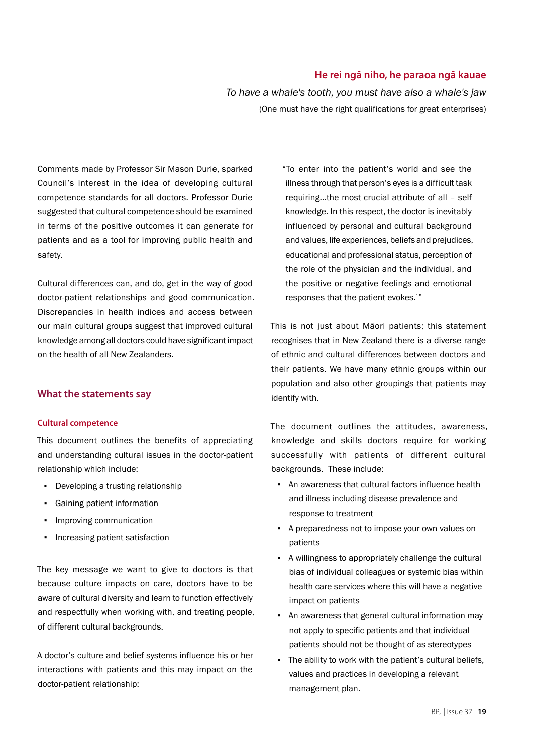**He rei ngā niho, he paraoa ngā kauae**

*To have a whale's tooth, you must have also a whale's jaw*

(One must have the right qualifications for great enterprises)

Comments made by Professor Sir Mason Durie, sparked Council's interest in the idea of developing cultural competence standards for all doctors. Professor Durie suggested that cultural competence should be examined in terms of the positive outcomes it can generate for patients and as a tool for improving public health and safety.

Cultural differences can, and do, get in the way of good doctor-patient relationships and good communication. Discrepancies in health indices and access between our main cultural groups suggest that improved cultural knowledge among all doctors could have significant impact on the health of all New Zealanders.

## What the statements say

### Cultural competence

This document outlines the benefits of appreciating and understanding cultural issues in the doctor-patient relationship which include:

- Developing a trusting relationship
- Gaining patient information
- Improving communication
- Increasing patient satisfaction

The key message we want to give to doctors is that because culture impacts on care, doctors have to be aware of cultural diversity and learn to function effectively and respectfully when working with, and treating people, of different cultural backgrounds.

A doctor's culture and belief systems influence his or her interactions with patients and this may impact on the doctor-patient relationship:

> "To enter into the patient's world and see the illness through that person's eyes is a difficult task requiring...the most crucial attribute of all – self knowledge. In this respect, the doctor is inevitably influenced by personal and cultural background and values, life experiences, beliefs and prejudices, educational and professional status, perception of the role of the physician and the individual, and the positive or negative feelings and emotional responses that the patient evokes.[1]"

This is not just about Māori patients; this statement recognises that in New Zealand there is a diverse range of ethnic and cultural differences between doctors and their patients. We have many ethnic groups within our population and also other groupings that patients may identify with.

The document outlines the attitudes, awareness, knowledge and skills doctors require for working successfully with patients of different cultural backgrounds. These include:

- An awareness that cultural factors influence health and illness including disease prevalence and response to treatment
- A preparedness not to impose your own values on patients
- A willingness to appropriately challenge the cultural bias of individual colleagues or systemic bias within health care services where this will have a negative impact on patients
- An awareness that general cultural information may not apply to specific patients and that individual patients should not be thought of as stereotypes
- The ability to work with the patient's cultural beliefs, values and practices in developing a relevant management plan.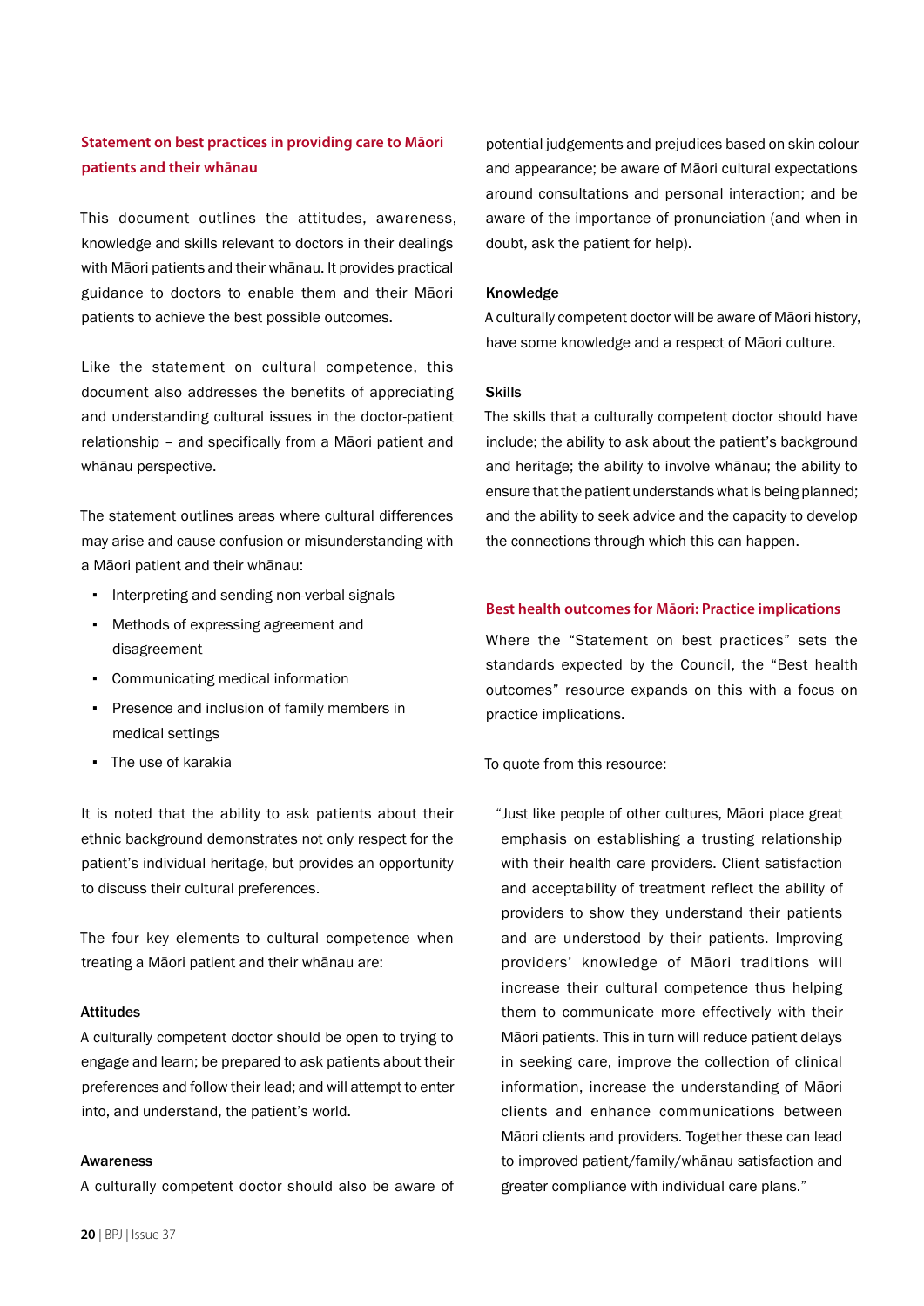## Statement on best practices in providing care to Māori patients and their whānau

This document outlines the attitudes, awareness, knowledge and skills relevant to doctors in their dealings with Māori patients and their whānau. It provides practical guidance to doctors to enable them and their Māori patients to achieve the best possible outcomes.

Like the statement on cultural competence, this document also addresses the benefits of appreciating and understanding cultural issues in the doctor-patient relationship – and specifically from a Māori patient and whānau perspective.

The statement outlines areas where cultural differences may arise and cause confusion or misunderstanding with a Māori patient and their whānau:

- Interpreting and sending non-verbal signals
- Methods of expressing agreement and disagreement
- Communicating medical information
- Presence and inclusion of family members in medical settings
- The use of karakia

It is noted that the ability to ask patients about their ethnic background demonstrates not only respect for the patient's individual heritage, but provides an opportunity to discuss their cultural preferences.

The four key elements to cultural competence when treating a Māori patient and their whānau are:

#### Attitudes

A culturally competent doctor should be open to trying to engage and learn; be prepared to ask patients about their preferences and follow their lead; and will attempt to enter into, and understand, the patient's world.

#### Awareness

A culturally competent doctor should also be aware of potential judgements and prejudices based on skin colour and appearance; be aware of Māori cultural expectations around consultations and personal interaction; and be aware of the importance of pronunciation (and when in doubt, ask the patient for help).

#### Knowledge

A culturally competent doctor will be aware of Māori history, have some knowledge and a respect of Māori culture.

#### Skills

The skills that a culturally competent doctor should have include; the ability to ask about the patient's background and heritage; the ability to involve whānau; the ability to ensure that the patient understands what is being planned; and the ability to seek advice and the capacity to develop the connections through which this can happen.

## Best health outcomes for Māori: Practice implications

Where the "Statement on best practices" sets the standards expected by the Council, the "Best health outcomes" resource expands on this with a focus on practice implications.

To quote from this resource:

> "Just like people of other cultures, Māori place great emphasis on establishing a trusting relationship with their health care providers. Client satisfaction and acceptability of treatment reflect the ability of providers to show they understand their patients and are understood by their patients. Improving providers' knowledge of Māori traditions will increase their cultural competence thus helping them to communicate more effectively with their Māori patients. This in turn will reduce patient delays in seeking care, improve the collection of clinical information, increase the understanding of Māori clients and enhance communications between Māori clients and providers. Together these can lead to improved patient/family/whānau satisfaction and greater compliance with individual care plans."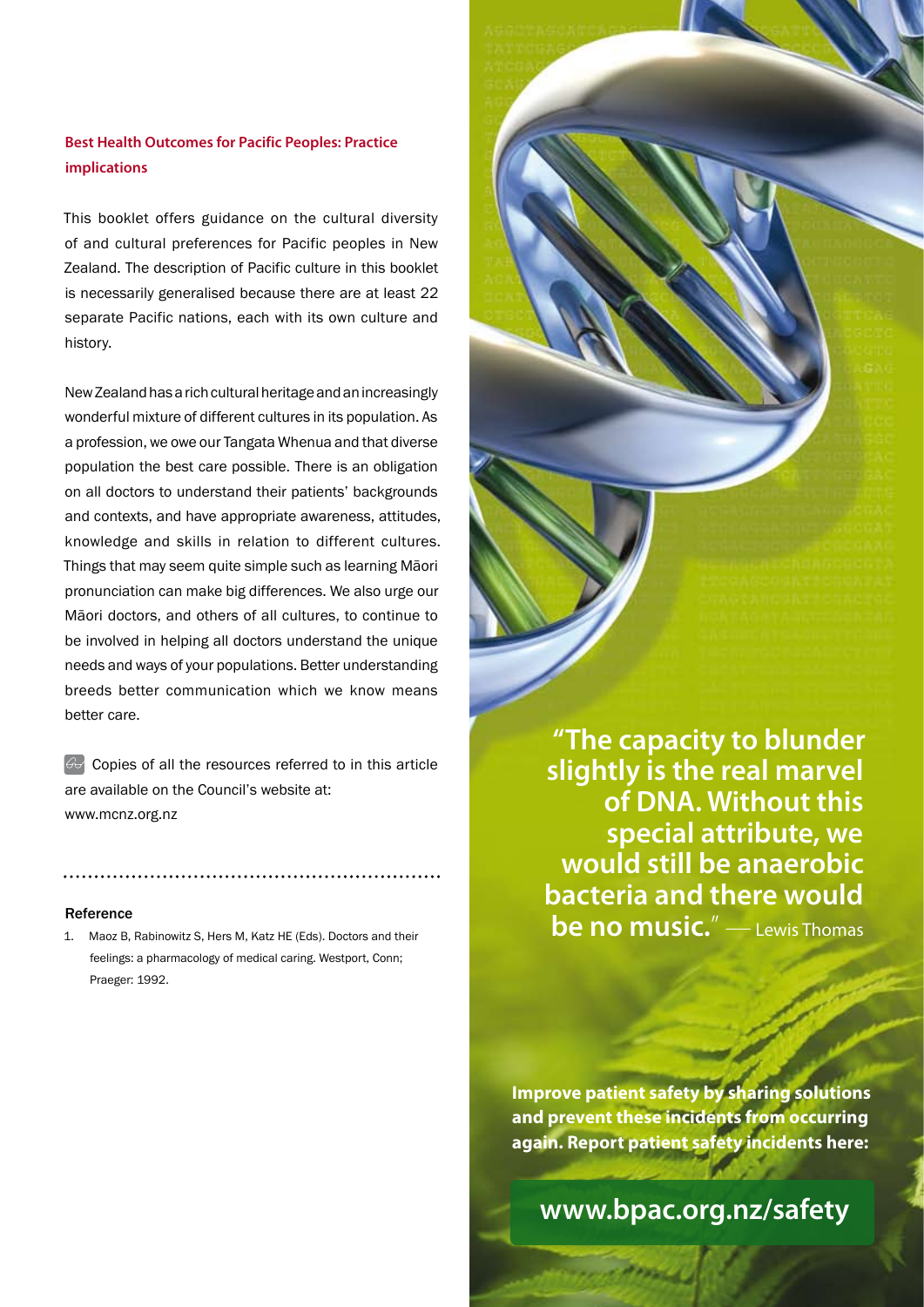**Best Health Outcomes for Pacific Peoples: Practice implications**

This booklet offers guidance on the cultural diversity of and cultural preferences for Pacific peoples in New Zealand. The description of Pacific culture in this booklet is necessarily generalised because there are at least 22 separate Pacific nations, each with its own culture and history.

New Zealand has a rich cultural heritage and an increasingly wonderful mixture of different cultures in its population. As a profession, we owe our Tangata Whenua and that diverse population the best care possible. There is an obligation on all doctors to understand their patients' backgrounds and contexts, and have appropriate awareness, attitudes, knowledge and skills in relation to different cultures. Things that may seem quite simple such as learning Māori pronunciation can make big differences. We also urge our Māori doctors, and others of all cultures, to continue to be involved in helping all doctors understand the unique needs and ways of your populations. Better understanding breeds better communication which we know means better care.

Copies of all the resources referred to in this article are available on the Council's website at: www.mcnz.org.nz

### Reference

1. Maoz B, Rabinowitz S, Hers M, Katz HE (Eds). Doctors and their feelings: a pharmacology of medical caring. Westport, Conn; Praeger: 1992.

**"The capacity to blunder slightly is the real marvel of DNA. Without this special attribute, we would still be anaerobic bacteria and there would be no music."** — Lewis Thomas

**Improve patient safety by sharing solutions and prevent these incidents from occurring again. Report patient safety incidents here:**

**www.bpac.org.nz/safety**